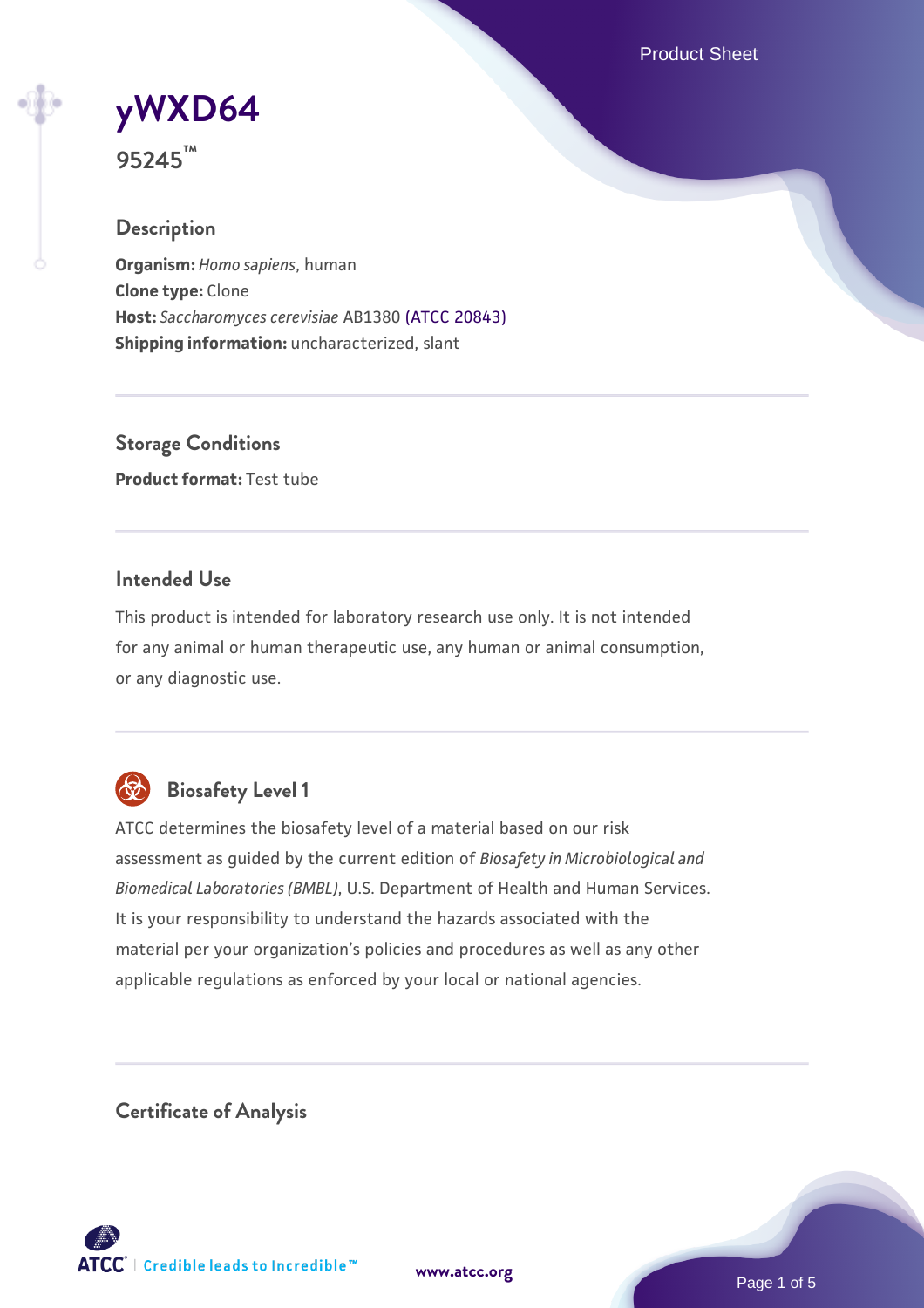# yWXD64

**95245™**

## Description

**Organism:** *Homo sapiens*, human
**Clone type:** Clone
**Host:** *Saccharomyces cerevisiae* AB1380 (ATCC 20843)
**Shipping information:** uncharacterized, slant

## Storage Conditions

**Product format:** Test tube

## Intended Use

This product is intended for laboratory research use only. It is not intended for any animal or human therapeutic use, any human or animal consumption, or any diagnostic use.

## Biosafety Level 1

ATCC determines the biosafety level of a material based on our risk assessment as guided by the current edition of *Biosafety in Microbiological and Biomedical Laboratories (BMBL)*, U.S. Department of Health and Human Services. It is your responsibility to understand the hazards associated with the material per your organization's policies and procedures as well as any other applicable regulations as enforced by your local or national agencies.

## Certificate of Analysis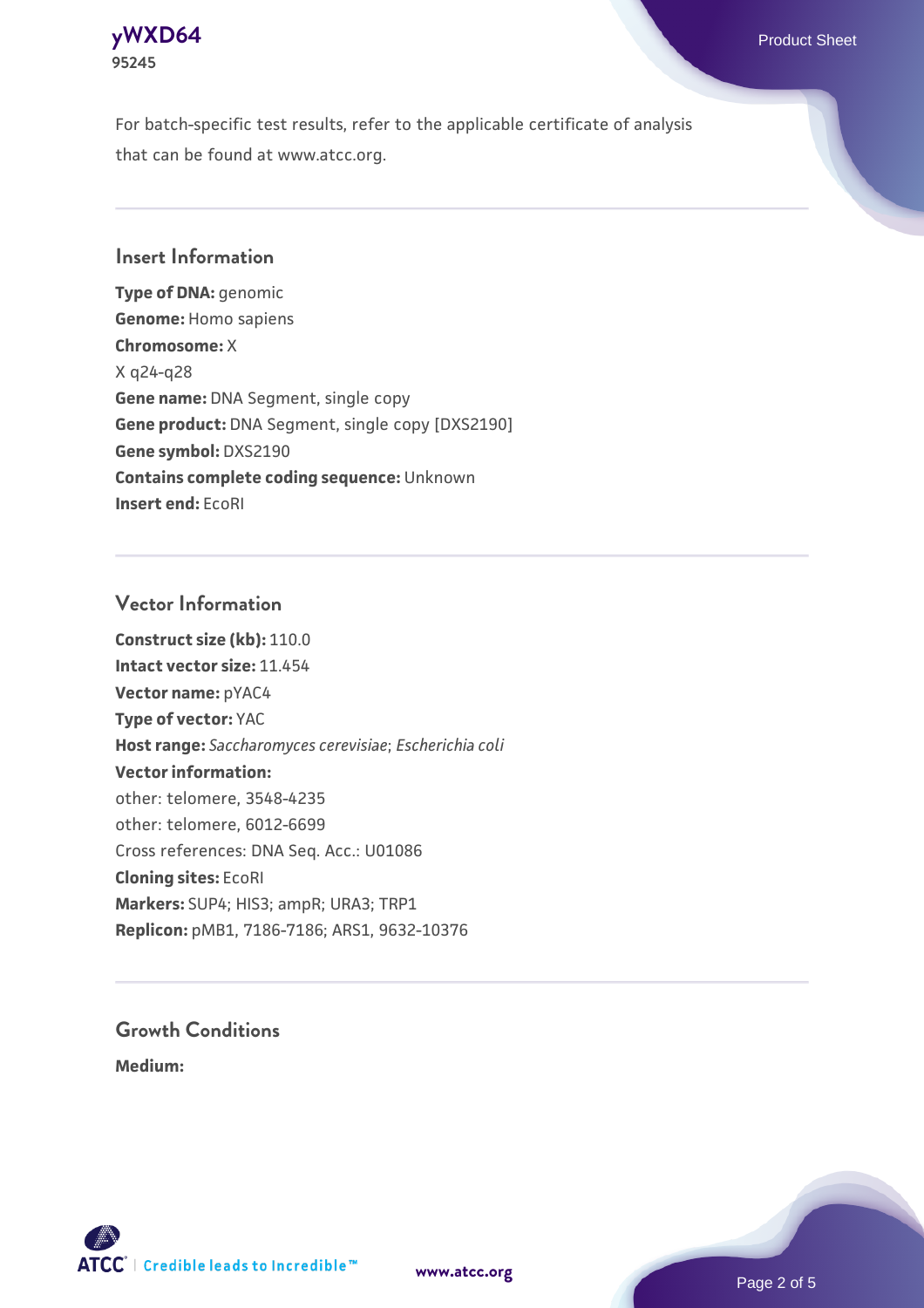For batch-specific test results, refer to the applicable certificate of analysis that can be found at www.atcc.org.

## Insert Information

**Type of DNA:** genomic
**Genome:** Homo sapiens
**Chromosome:** X
X q24-q28
**Gene name:** DNA Segment, single copy
**Gene product:** DNA Segment, single copy [DXS2190]
**Gene symbol:** DXS2190
**Contains complete coding sequence:** Unknown
**Insert end:** EcoRI

## Vector Information

**Construct size (kb):** 110.0
**Intact vector size:** 11.454
**Vector name:** pYAC4
**Type of vector:** YAC
**Host range:** *Saccharomyces cerevisiae*; *Escherichia coli*
**Vector information:**
other: telomere, 3548-4235
other: telomere, 6012-6699
Cross references: DNA Seq. Acc.: U01086
**Cloning sites:** EcoRI
**Markers:** SUP4; HIS3; ampR; URA3; TRP1
**Replicon:** pMB1, 7186-7186; ARS1, 9632-10376

## Growth Conditions

**Medium:**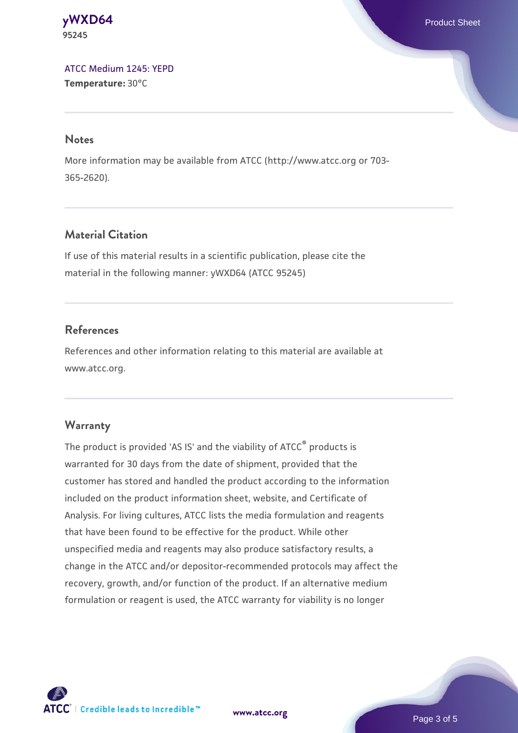ATCC Medium 1245: YEPD
**Temperature:** 30°C

## Notes

More information may be available from ATCC (http://www.atcc.org or 703-365-2620).

## Material Citation

If use of this material results in a scientific publication, please cite the material in the following manner: yWXD64 (ATCC 95245)

## References

References and other information relating to this material are available at www.atcc.org.

## Warranty

The product is provided 'AS IS' and the viability of ATCC® products is warranted for 30 days from the date of shipment, provided that the customer has stored and handled the product according to the information included on the product information sheet, website, and Certificate of Analysis. For living cultures, ATCC lists the media formulation and reagents that have been found to be effective for the product. While other unspecified media and reagents may also produce satisfactory results, a change in the ATCC and/or depositor-recommended protocols may affect the recovery, growth, and/or function of the product. If an alternative medium formulation or reagent is used, the ATCC warranty for viability is no longer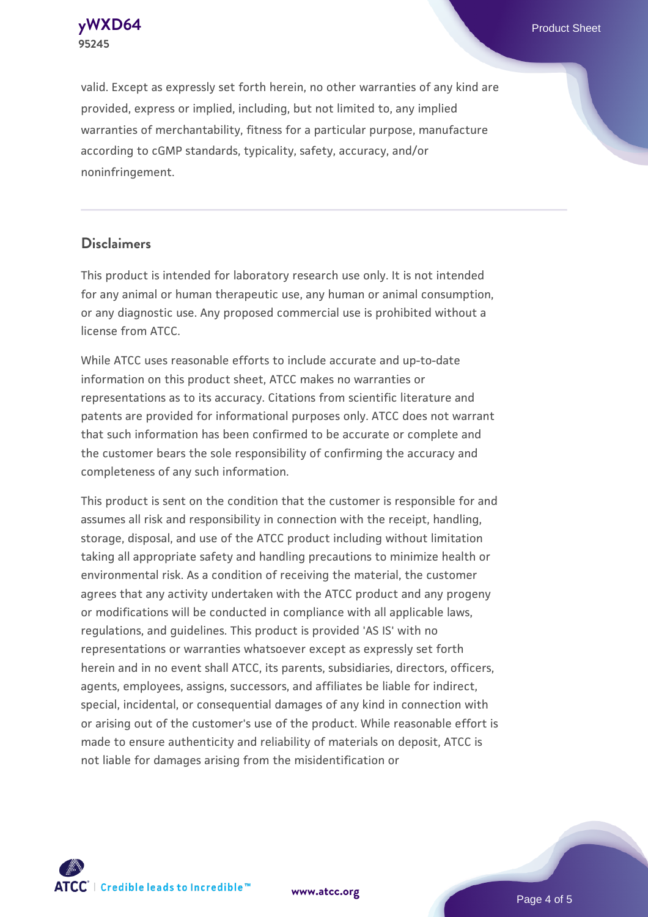valid. Except as expressly set forth herein, no other warranties of any kind are provided, express or implied, including, but not limited to, any implied warranties of merchantability, fitness for a particular purpose, manufacture according to cGMP standards, typicality, safety, accuracy, and/or noninfringement.

## Disclaimers

This product is intended for laboratory research use only. It is not intended for any animal or human therapeutic use, any human or animal consumption, or any diagnostic use. Any proposed commercial use is prohibited without a license from ATCC.

While ATCC uses reasonable efforts to include accurate and up-to-date information on this product sheet, ATCC makes no warranties or representations as to its accuracy. Citations from scientific literature and patents are provided for informational purposes only. ATCC does not warrant that such information has been confirmed to be accurate or complete and the customer bears the sole responsibility of confirming the accuracy and completeness of any such information.

This product is sent on the condition that the customer is responsible for and assumes all risk and responsibility in connection with the receipt, handling, storage, disposal, and use of the ATCC product including without limitation taking all appropriate safety and handling precautions to minimize health or environmental risk. As a condition of receiving the material, the customer agrees that any activity undertaken with the ATCC product and any progeny or modifications will be conducted in compliance with all applicable laws, regulations, and guidelines. This product is provided 'AS IS' with no representations or warranties whatsoever except as expressly set forth herein and in no event shall ATCC, its parents, subsidiaries, directors, officers, agents, employees, assigns, successors, and affiliates be liable for indirect, special, incidental, or consequential damages of any kind in connection with or arising out of the customer's use of the product. While reasonable effort is made to ensure authenticity and reliability of materials on deposit, ATCC is not liable for damages arising from the misidentification or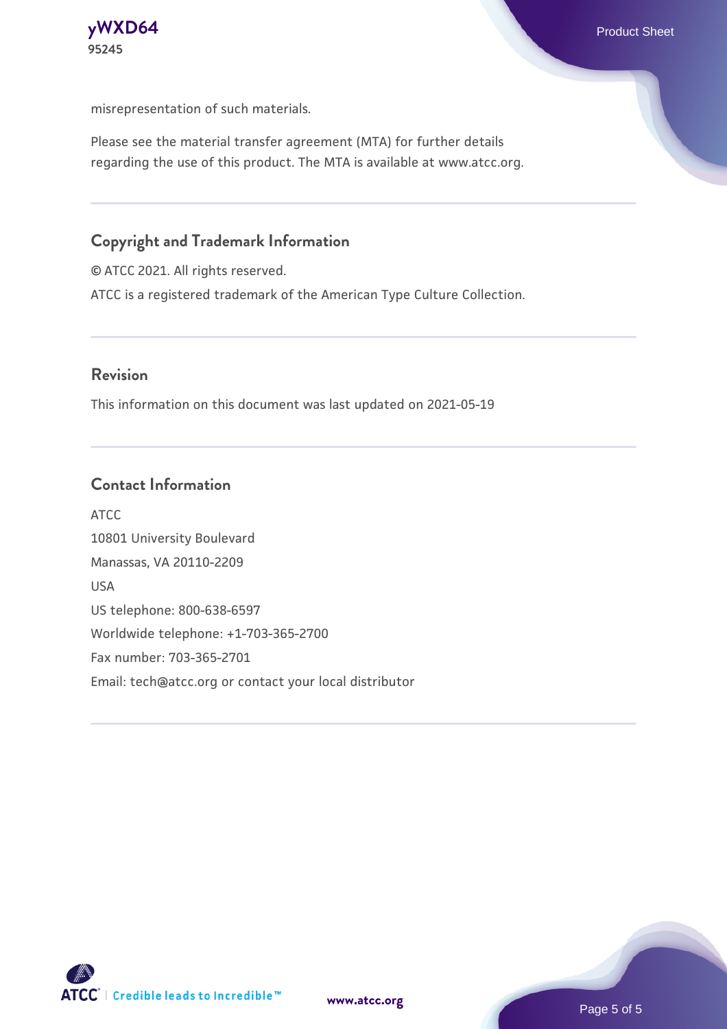misrepresentation of such materials.

Please see the material transfer agreement (MTA) for further details regarding the use of this product. The MTA is available at www.atcc.org.

## Copyright and Trademark Information

© ATCC 2021. All rights reserved.

ATCC is a registered trademark of the American Type Culture Collection.

## Revision

This information on this document was last updated on 2021-05-19

## Contact Information

ATCC
10801 University Boulevard
Manassas, VA 20110-2209
USA
US telephone: 800-638-6597
Worldwide telephone: +1-703-365-2700
Fax number: 703-365-2701
Email: tech@atcc.org or contact your local distributor